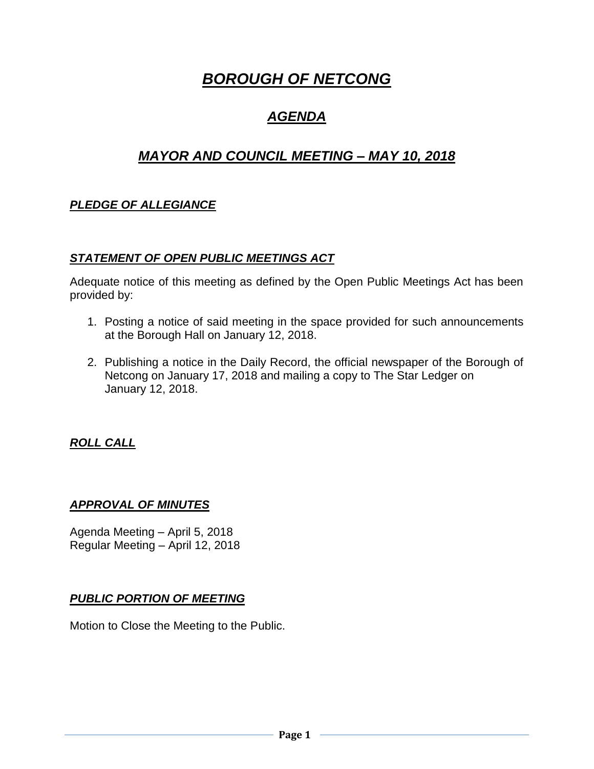# ***BOROUGH OF NETCONG***

## ***AGENDA***

## ***MAYOR AND COUNCIL MEETING – MAY 10, 2018***

### ***PLEDGE OF ALLEGIANCE***

### ***STATEMENT OF OPEN PUBLIC MEETINGS ACT***

Adequate notice of this meeting as defined by the Open Public Meetings Act has been provided by:

1. Posting a notice of said meeting in the space provided for such announcements at the Borough Hall on January 12, 2018.

2. Publishing a notice in the Daily Record, the official newspaper of the Borough of Netcong on January 17, 2018 and mailing a copy to The Star Ledger on January 12, 2018.

### ***ROLL CALL***

### ***APPROVAL OF MINUTES***

Agenda Meeting – April 5, 2018
Regular Meeting – April 12, 2018

### ***PUBLIC PORTION OF MEETING***

Motion to Close the Meeting to the Public.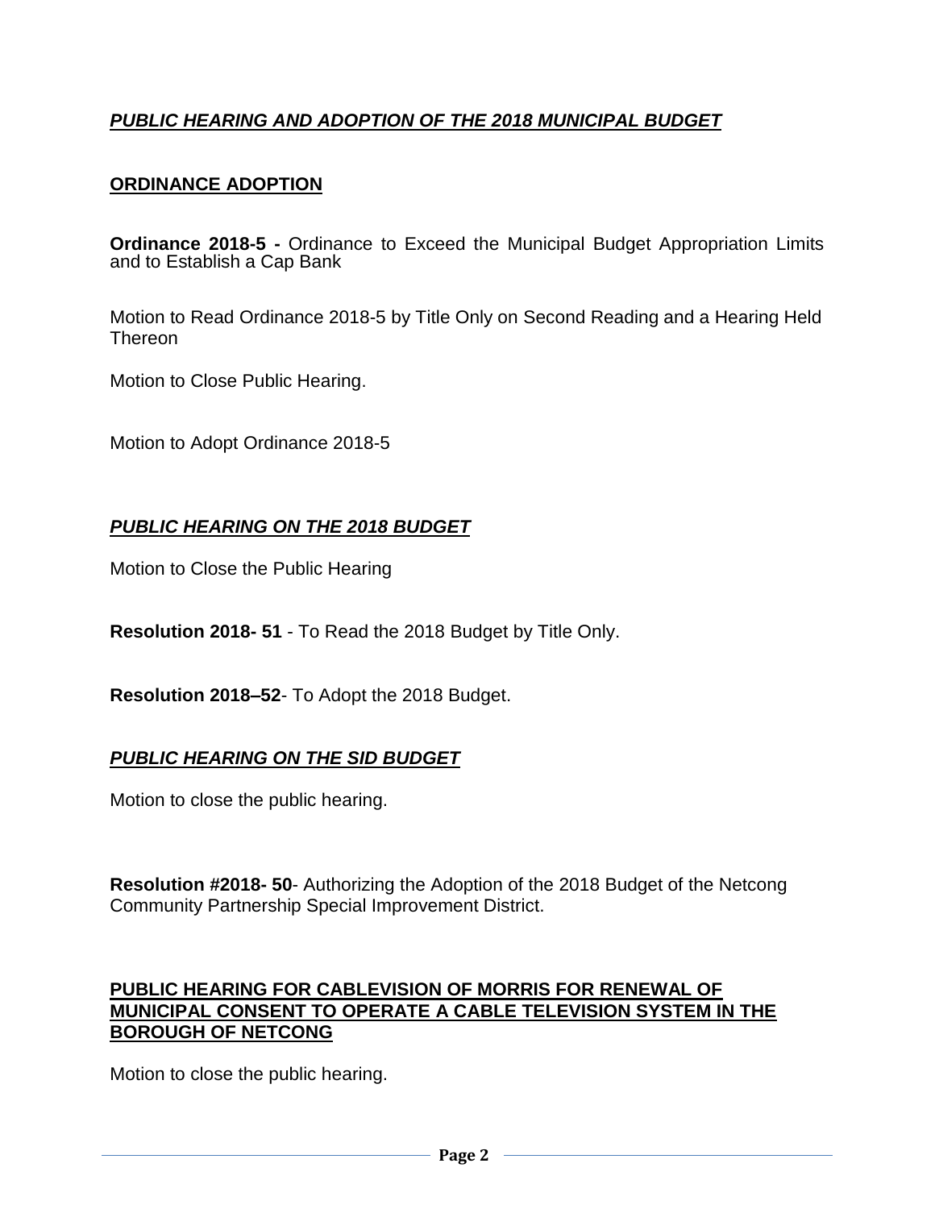## ***PUBLIC HEARING AND ADOPTION OF THE 2018 MUNICIPAL BUDGET***

### **ORDINANCE ADOPTION**

**Ordinance 2018-5 -** Ordinance to Exceed the Municipal Budget Appropriation Limits and to Establish a Cap Bank

Motion to Read Ordinance 2018-5 by Title Only on Second Reading and a Hearing Held Thereon

Motion to Close Public Hearing.

Motion to Adopt Ordinance 2018-5

### ***PUBLIC HEARING ON THE 2018 BUDGET***

Motion to Close the Public Hearing

**Resolution 2018- 51** - To Read the 2018 Budget by Title Only.

**Resolution 2018–52**- To Adopt the 2018 Budget.

### ***PUBLIC HEARING ON THE SID BUDGET***

Motion to close the public hearing.

**Resolution #2018- 50**- Authorizing the Adoption of the 2018 Budget of the Netcong Community Partnership Special Improvement District.

### **PUBLIC HEARING FOR CABLEVISION OF MORRIS FOR RENEWAL OF MUNICIPAL CONSENT TO OPERATE A CABLE TELEVISION SYSTEM IN THE BOROUGH OF NETCONG**

Motion to close the public hearing.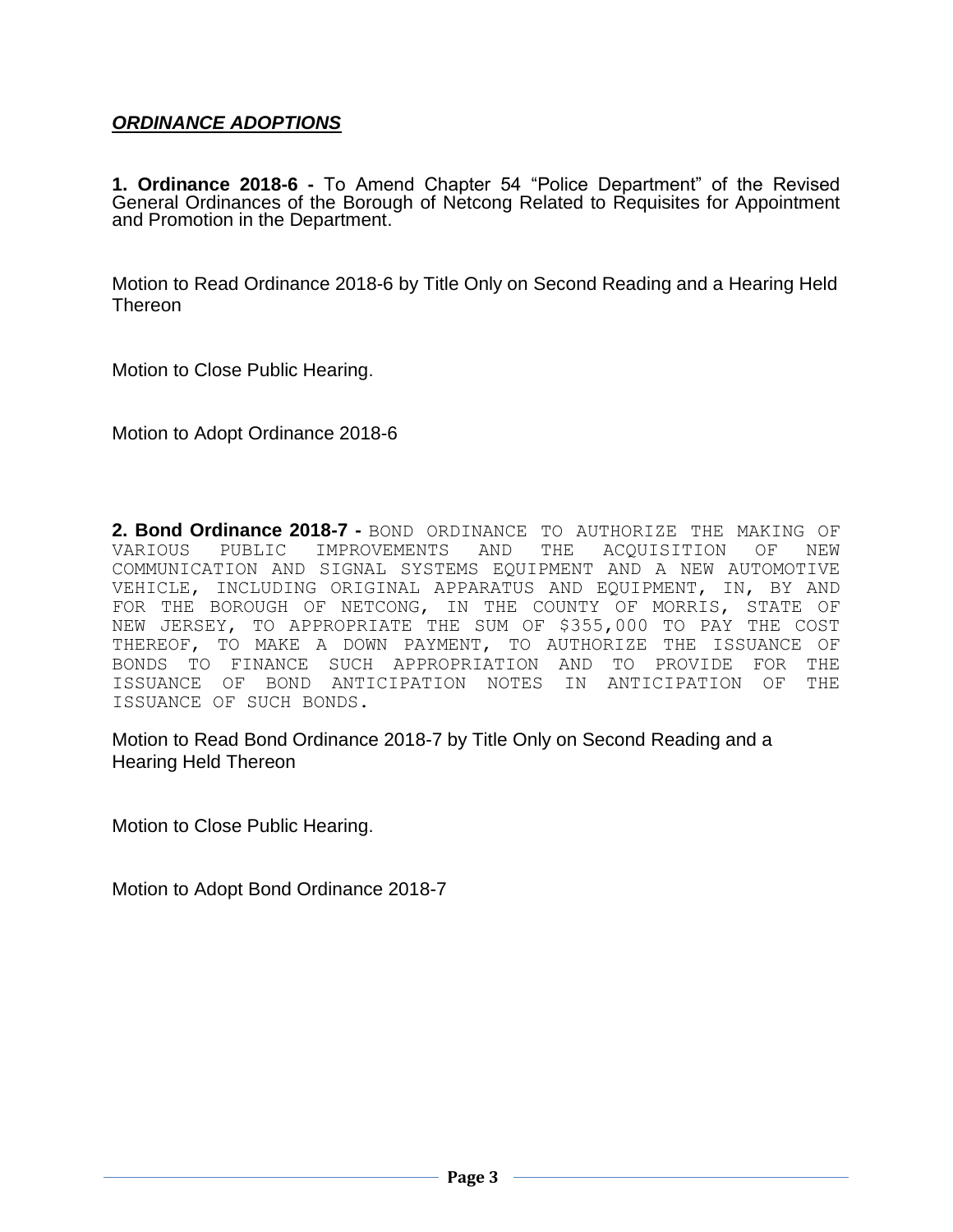## ***ORDINANCE ADOPTIONS***

**1. Ordinance 2018-6 -** To Amend Chapter 54 "Police Department" of the Revised General Ordinances of the Borough of Netcong Related to Requisites for Appointment and Promotion in the Department.

Motion to Read Ordinance 2018-6 by Title Only on Second Reading and a Hearing Held Thereon

Motion to Close Public Hearing.

Motion to Adopt Ordinance 2018-6

**2. Bond Ordinance 2018-7 -** BOND ORDINANCE TO AUTHORIZE THE MAKING OF VARIOUS PUBLIC IMPROVEMENTS AND THE ACQUISITION OF NEW COMMUNICATION AND SIGNAL SYSTEMS EQUIPMENT AND A NEW AUTOMOTIVE VEHICLE, INCLUDING ORIGINAL APPARATUS AND EQUIPMENT, IN, BY AND FOR THE BOROUGH OF NETCONG, IN THE COUNTY OF MORRIS, STATE OF NEW JERSEY, TO APPROPRIATE THE SUM OF $355,000 TO PAY THE COST THEREOF, TO MAKE A DOWN PAYMENT, TO AUTHORIZE THE ISSUANCE OF BONDS TO FINANCE SUCH APPROPRIATION AND TO PROVIDE FOR THE ISSUANCE OF BOND ANTICIPATION NOTES IN ANTICIPATION OF THE ISSUANCE OF SUCH BONDS.

Motion to Read Bond Ordinance 2018-7 by Title Only on Second Reading and a Hearing Held Thereon

Motion to Close Public Hearing.

Motion to Adopt Bond Ordinance 2018-7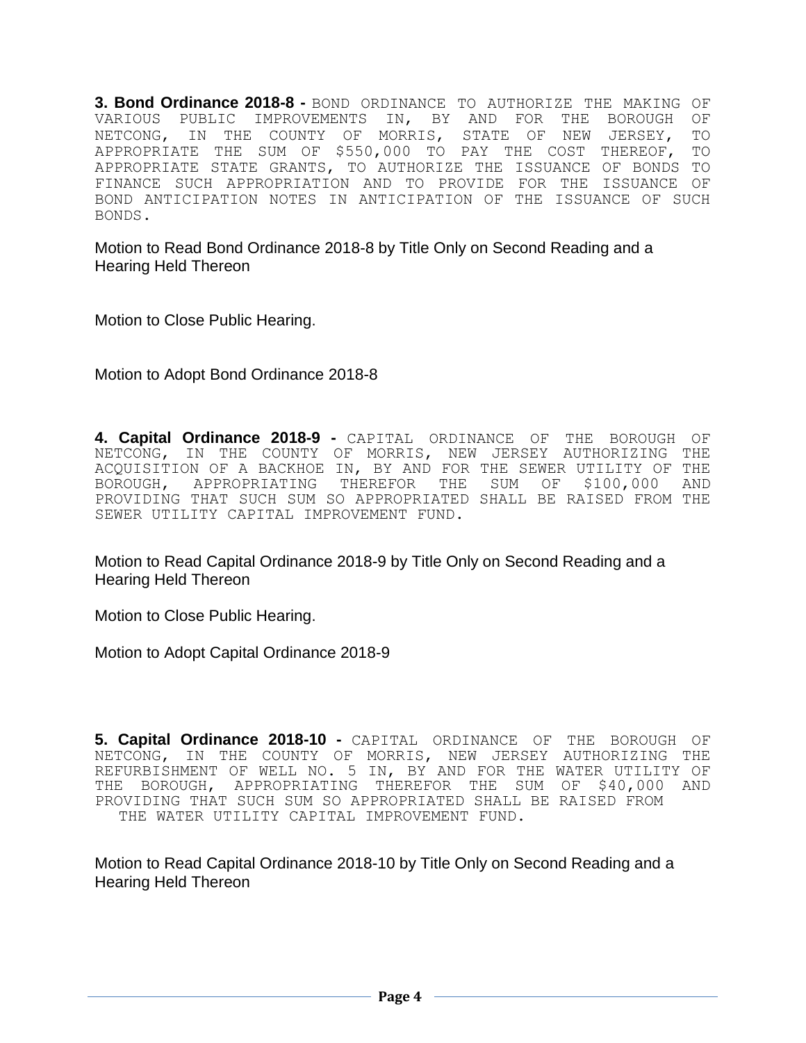**3. Bond Ordinance 2018-8 -** BOND ORDINANCE TO AUTHORIZE THE MAKING OF VARIOUS PUBLIC IMPROVEMENTS IN, BY AND FOR THE BOROUGH OF NETCONG, IN THE COUNTY OF MORRIS, STATE OF NEW JERSEY, TO APPROPRIATE THE SUM OF $550,000 TO PAY THE COST THEREOF, TO APPROPRIATE STATE GRANTS, TO AUTHORIZE THE ISSUANCE OF BONDS TO FINANCE SUCH APPROPRIATION AND TO PROVIDE FOR THE ISSUANCE OF BOND ANTICIPATION NOTES IN ANTICIPATION OF THE ISSUANCE OF SUCH BONDS.

Motion to Read Bond Ordinance 2018-8 by Title Only on Second Reading and a Hearing Held Thereon

Motion to Close Public Hearing.

Motion to Adopt Bond Ordinance 2018-8

**4. Capital Ordinance 2018-9 -** CAPITAL ORDINANCE OF THE BOROUGH OF NETCONG, IN THE COUNTY OF MORRIS, NEW JERSEY AUTHORIZING THE ACQUISITION OF A BACKHOE IN, BY AND FOR THE SEWER UTILITY OF THE BOROUGH, APPROPRIATING THEREFOR THE SUM OF $100,000 AND PROVIDING THAT SUCH SUM SO APPROPRIATED SHALL BE RAISED FROM THE SEWER UTILITY CAPITAL IMPROVEMENT FUND.

Motion to Read Capital Ordinance 2018-9 by Title Only on Second Reading and a Hearing Held Thereon

Motion to Close Public Hearing.

Motion to Adopt Capital Ordinance 2018-9

**5. Capital Ordinance 2018-10 -** CAPITAL ORDINANCE OF THE BOROUGH OF NETCONG, IN THE COUNTY OF MORRIS, NEW JERSEY AUTHORIZING THE REFURBISHMENT OF WELL NO. 5 IN, BY AND FOR THE WATER UTILITY OF THE BOROUGH, APPROPRIATING THEREFOR THE SUM OF $40,000 AND PROVIDING THAT SUCH SUM SO APPROPRIATED SHALL BE RAISED FROM THE WATER UTILITY CAPITAL IMPROVEMENT FUND.

Motion to Read Capital Ordinance 2018-10 by Title Only on Second Reading and a Hearing Held Thereon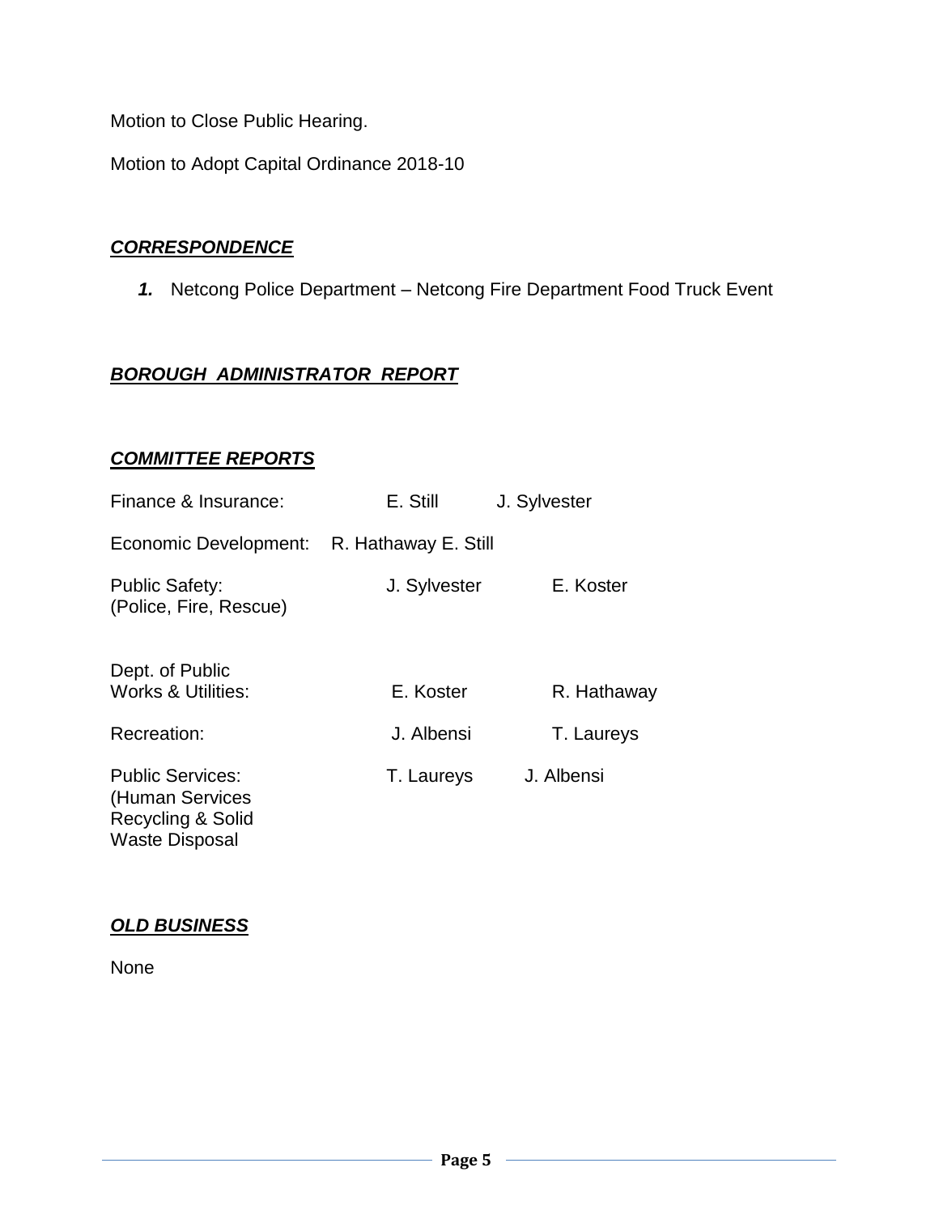Motion to Close Public Hearing.

Motion to Adopt Capital Ordinance 2018-10

## ***CORRESPONDENCE***

***1.*** Netcong Police Department – Netcong Fire Department Food Truck Event

## ***BOROUGH ADMINISTRATOR REPORT***

## ***COMMITTEE REPORTS***

| | | |
|---|---|---|
| Finance & Insurance: | E. Still | J. Sylvester |
| Economic Development: | R. Hathaway | E. Still |
| Public Safety: (Police, Fire, Rescue) | J. Sylvester | E. Koster |
| Dept. of Public Works & Utilities: | E. Koster | R. Hathaway |
| Recreation: | J. Albensi | T. Laureys |
| Public Services: (Human Services Recycling & Solid Waste Disposal | T. Laureys | J. Albensi |

## ***OLD BUSINESS***

None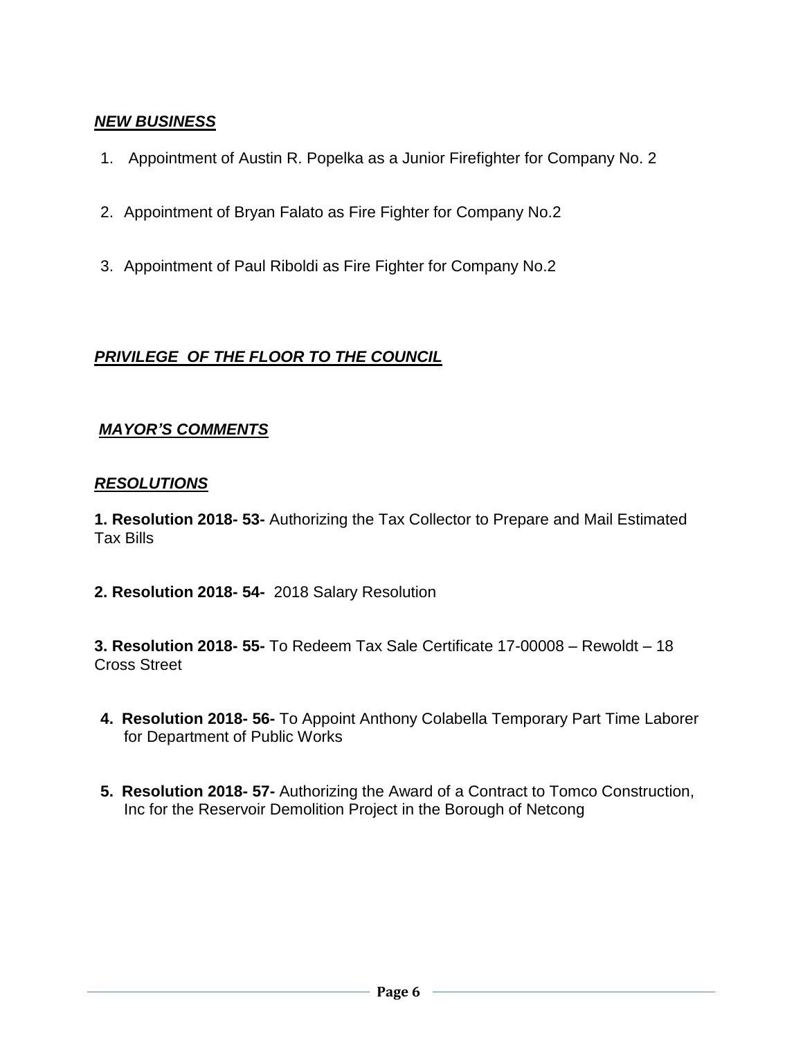***NEW BUSINESS***

1. Appointment of Austin R. Popelka as a Junior Firefighter for Company No. 2

2. Appointment of Bryan Falato as Fire Fighter for Company No.2

3. Appointment of Paul Riboldi as Fire Fighter for Company No.2

***PRIVILEGE OF THE FLOOR TO THE COUNCIL***

***MAYOR'S COMMENTS***

***RESOLUTIONS***

**1. Resolution 2018- 53-** Authorizing the Tax Collector to Prepare and Mail Estimated Tax Bills

**2. Resolution 2018- 54-** 2018 Salary Resolution

**3. Resolution 2018- 55-** To Redeem Tax Sale Certificate 17-00008 – Rewoldt – 18 Cross Street

**4. Resolution 2018- 56-** To Appoint Anthony Colabella Temporary Part Time Laborer for Department of Public Works

**5. Resolution 2018- 57-** Authorizing the Award of a Contract to Tomco Construction, Inc for the Reservoir Demolition Project in the Borough of Netcong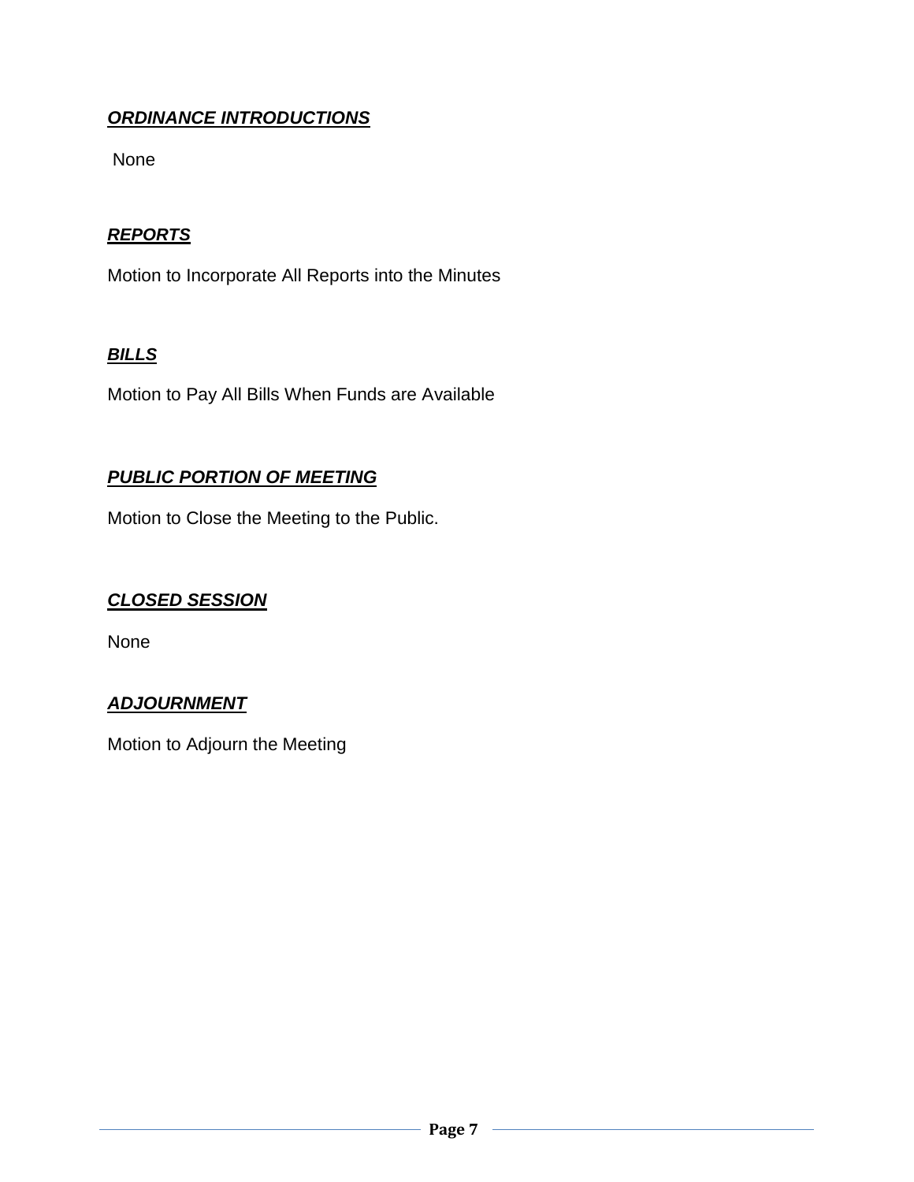***ORDINANCE INTRODUCTIONS***

None

***REPORTS***

Motion to Incorporate All Reports into the Minutes

***BILLS***

Motion to Pay All Bills When Funds are Available

***PUBLIC PORTION OF MEETING***

Motion to Close the Meeting to the Public.

***CLOSED SESSION***

None

***ADJOURNMENT***

Motion to Adjourn the Meeting